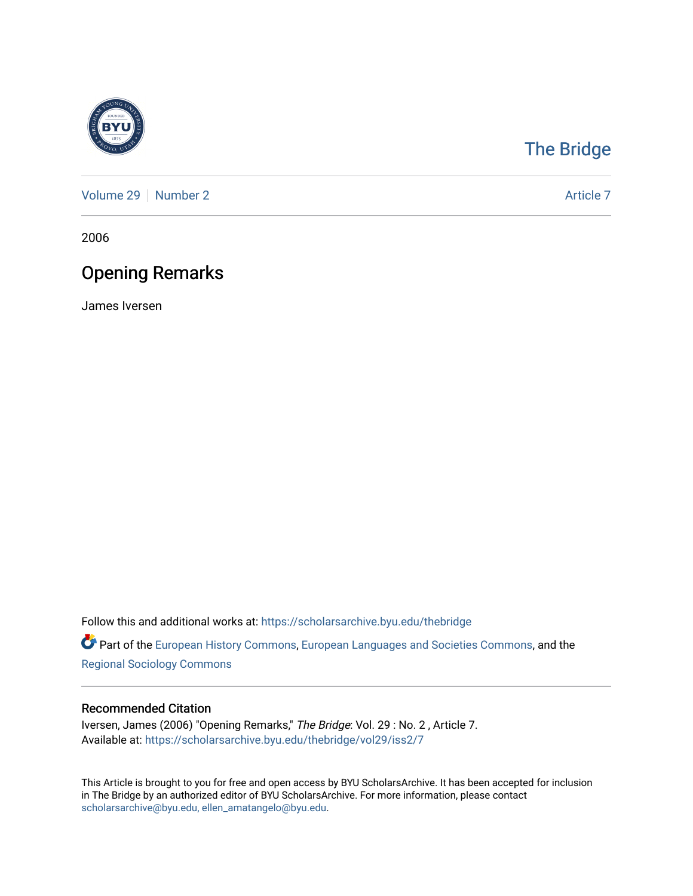The Bridge

Volume 29 | Number 2 | Article 7

2006

# Opening Remarks

James Iversen

Follow this and additional works at: https://scholarsarchive.byu.edu/thebridge

Part of the European History Commons, European Languages and Societies Commons, and the Regional Sociology Commons

## Recommended Citation

Iversen, James (2006) "Opening Remarks," *The Bridge*: Vol. 29 : No. 2 , Article 7.
Available at: https://scholarsarchive.byu.edu/thebridge/vol29/iss2/7

This Article is brought to you for free and open access by BYU ScholarsArchive. It has been accepted for inclusion in The Bridge by an authorized editor of BYU ScholarsArchive. For more information, please contact scholarsarchive@byu.edu, ellen_amatangelo@byu.edu.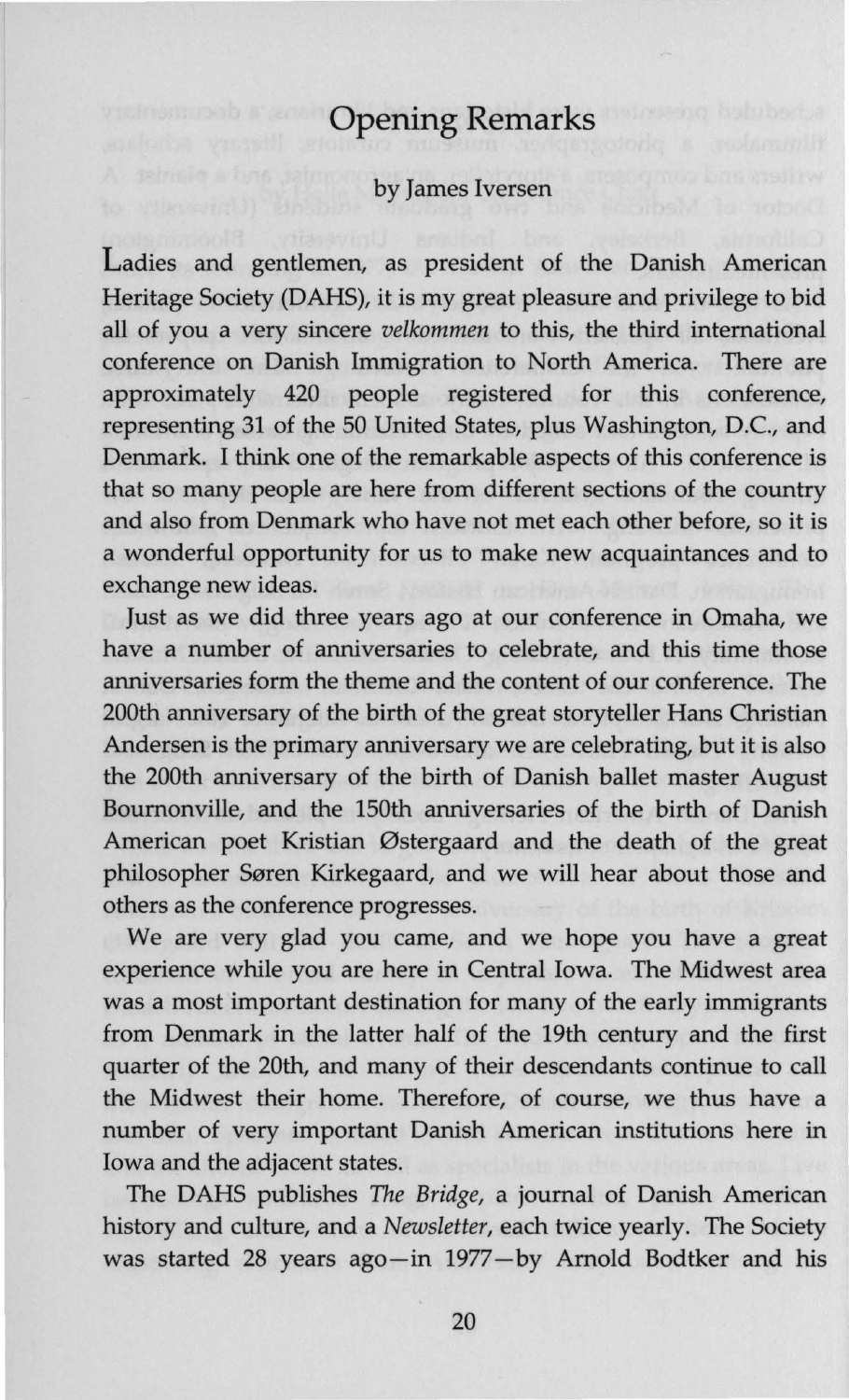# Opening Remarks

by James Iversen

Ladies and gentlemen, as president of the Danish American Heritage Society (DAHS), it is my great pleasure and privilege to bid all of you a very sincere *velkommen* to this, the third international conference on Danish Immigration to North America. There are approximately 420 people registered for this conference, representing 31 of the 50 United States, plus Washington, D.C., and Denmark. I think one of the remarkable aspects of this conference is that so many people are here from different sections of the country and also from Denmark who have not met each other before, so it is a wonderful opportunity for us to make new acquaintances and to exchange new ideas.

Just as we did three years ago at our conference in Omaha, we have a number of anniversaries to celebrate, and this time those anniversaries form the theme and the content of our conference. The 200th anniversary of the birth of the great storyteller Hans Christian Andersen is the primary anniversary we are celebrating, but it is also the 200th anniversary of the birth of Danish ballet master August Bournonville, and the 150th anniversaries of the birth of Danish American poet Kristian Østergaard and the death of the great philosopher Søren Kirkegaard, and we will hear about those and others as the conference progresses.

We are very glad you came, and we hope you have a great experience while you are here in Central Iowa. The Midwest area was a most important destination for many of the early immigrants from Denmark in the latter half of the 19th century and the first quarter of the 20th, and many of their descendants continue to call the Midwest their home. Therefore, of course, we thus have a number of very important Danish American institutions here in Iowa and the adjacent states.

The DAHS publishes *The Bridge*, a journal of Danish American history and culture, and a *Newsletter*, each twice yearly. The Society was started 28 years ago—in 1977—by Arnold Bodtker and his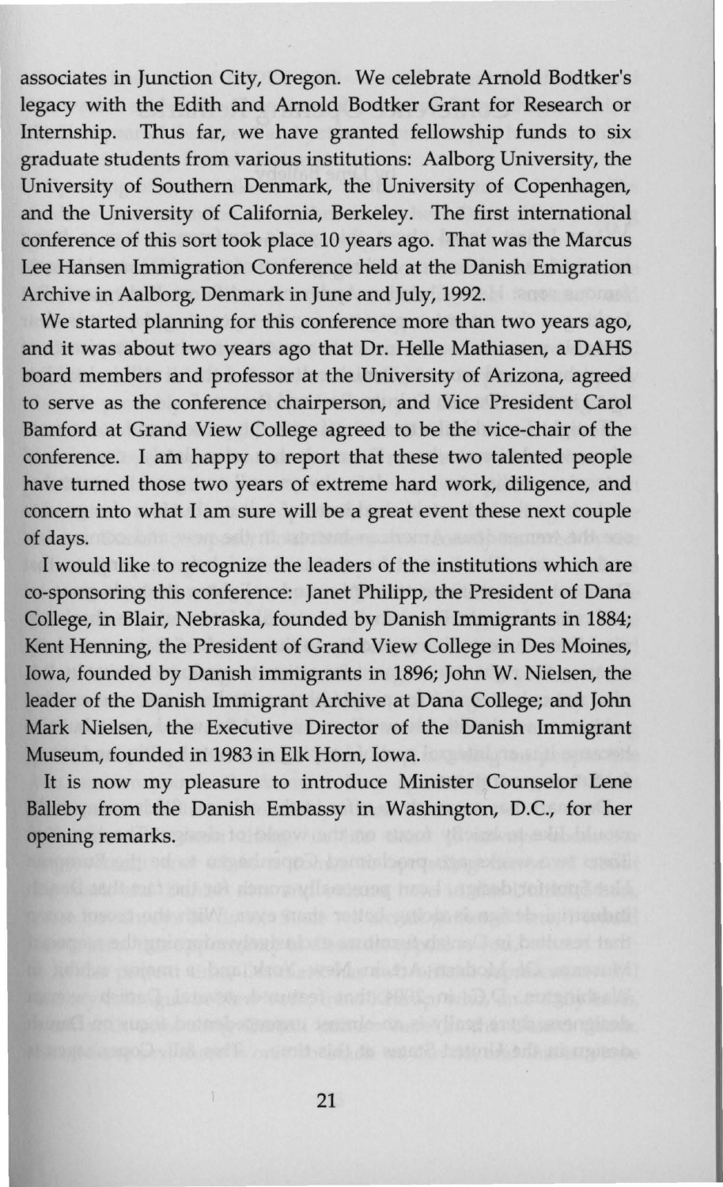associates in Junction City, Oregon. We celebrate Arnold Bodtker's legacy with the Edith and Arnold Bodtker Grant for Research or Internship. Thus far, we have granted fellowship funds to six graduate students from various institutions: Aalborg University, the University of Southern Denmark, the University of Copenhagen, and the University of California, Berkeley. The first international conference of this sort took place 10 years ago. That was the Marcus Lee Hansen Immigration Conference held at the Danish Emigration Archive in Aalborg, Denmark in June and July, 1992.

We started planning for this conference more than two years ago, and it was about two years ago that Dr. Helle Mathiasen, a DAHS board members and professor at the University of Arizona, agreed to serve as the conference chairperson, and Vice President Carol Bamford at Grand View College agreed to be the vice-chair of the conference. I am happy to report that these two talented people have turned those two years of extreme hard work, diligence, and concern into what I am sure will be a great event these next couple of days.

I would like to recognize the leaders of the institutions which are co-sponsoring this conference: Janet Philipp, the President of Dana College, in Blair, Nebraska, founded by Danish Immigrants in 1884; Kent Henning, the President of Grand View College in Des Moines, Iowa, founded by Danish immigrants in 1896; John W. Nielsen, the leader of the Danish Immigrant Archive at Dana College; and John Mark Nielsen, the Executive Director of the Danish Immigrant Museum, founded in 1983 in Elk Horn, Iowa.

It is now my pleasure to introduce Minister Counselor Lene Balleby from the Danish Embassy in Washington, D.C., for her opening remarks.